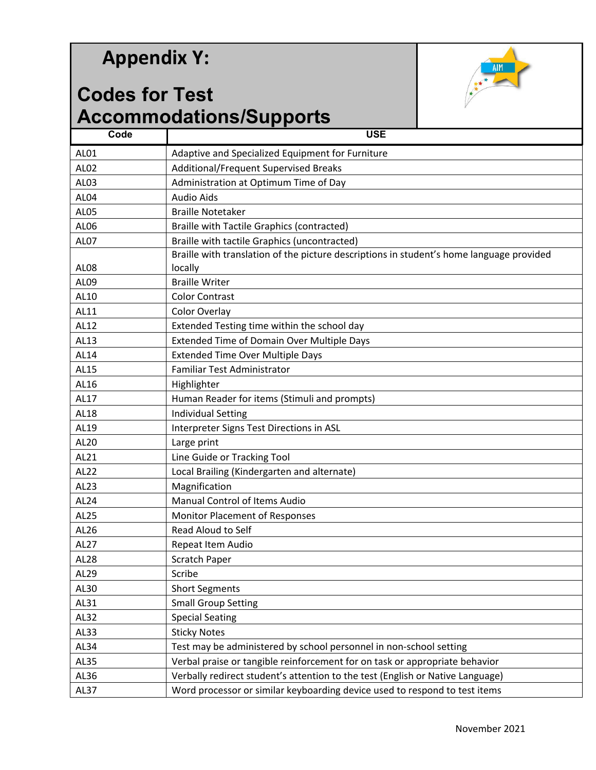# Appendix Y:

## Codes for Test Accommodations/Supports

| Code | USE |
|---|---|
| AL01 | Adaptive and Specialized Equipment for Furniture |
| AL02 | Additional/Frequent Supervised Breaks |
| AL03 | Administration at Optimum Time of Day |
| AL04 | Audio Aids |
| AL05 | Braille Notetaker |
| AL06 | Braille with Tactile Graphics (contracted) |
| AL07 | Braille with tactile Graphics (uncontracted) |
| AL08 | Braille with translation of the picture descriptions in student's home language provided locally |
| AL09 | Braille Writer |
| AL10 | Color Contrast |
| AL11 | Color Overlay |
| AL12 | Extended Testing time within the school day |
| AL13 | Extended Time of Domain Over Multiple Days |
| AL14 | Extended Time Over Multiple Days |
| AL15 | Familiar Test Administrator |
| AL16 | Highlighter |
| AL17 | Human Reader for items (Stimuli and prompts) |
| AL18 | Individual Setting |
| AL19 | Interpreter Signs Test Directions in ASL |
| AL20 | Large print |
| AL21 | Line Guide or Tracking Tool |
| AL22 | Local Brailing (Kindergarten and alternate) |
| AL23 | Magnification |
| AL24 | Manual Control of Items Audio |
| AL25 | Monitor Placement of Responses |
| AL26 | Read Aloud to Self |
| AL27 | Repeat Item Audio |
| AL28 | Scratch Paper |
| AL29 | Scribe |
| AL30 | Short Segments |
| AL31 | Small Group Setting |
| AL32 | Special Seating |
| AL33 | Sticky Notes |
| AL34 | Test may be administered by school personnel in non-school setting |
| AL35 | Verbal praise or tangible reinforcement for on task or appropriate behavior |
| AL36 | Verbally redirect student's attention to the test (English or Native Language) |
| AL37 | Word processor or similar keyboarding device used to respond to test items |

November 2021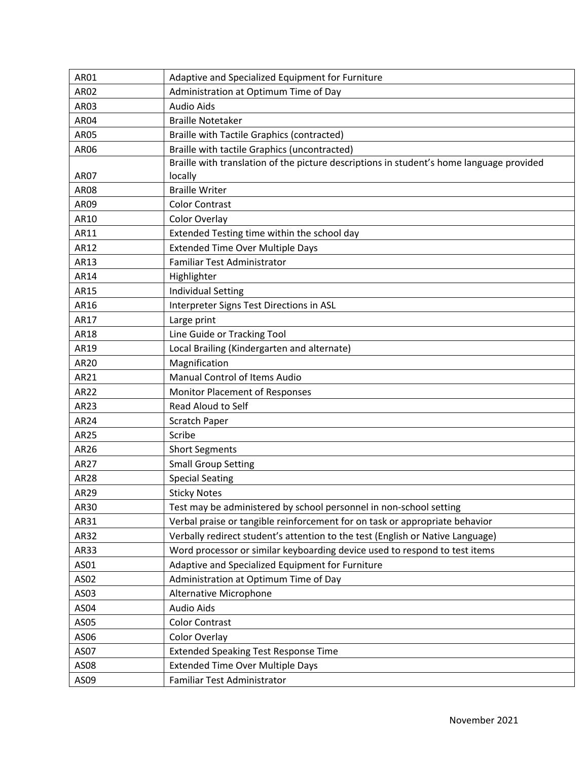| | |
|---|---|
| AR01 | Adaptive and Specialized Equipment for Furniture |
| AR02 | Administration at Optimum Time of Day |
| AR03 | Audio Aids |
| AR04 | Braille Notetaker |
| AR05 | Braille with Tactile Graphics (contracted) |
| AR06 | Braille with tactile Graphics (uncontracted) |
| AR07 | Braille with translation of the picture descriptions in student's home language provided locally |
| AR08 | Braille Writer |
| AR09 | Color Contrast |
| AR10 | Color Overlay |
| AR11 | Extended Testing time within the school day |
| AR12 | Extended Time Over Multiple Days |
| AR13 | Familiar Test Administrator |
| AR14 | Highlighter |
| AR15 | Individual Setting |
| AR16 | Interpreter Signs Test Directions in ASL |
| AR17 | Large print |
| AR18 | Line Guide or Tracking Tool |
| AR19 | Local Brailing (Kindergarten and alternate) |
| AR20 | Magnification |
| AR21 | Manual Control of Items Audio |
| AR22 | Monitor Placement of Responses |
| AR23 | Read Aloud to Self |
| AR24 | Scratch Paper |
| AR25 | Scribe |
| AR26 | Short Segments |
| AR27 | Small Group Setting |
| AR28 | Special Seating |
| AR29 | Sticky Notes |
| AR30 | Test may be administered by school personnel in non-school setting |
| AR31 | Verbal praise or tangible reinforcement for on task or appropriate behavior |
| AR32 | Verbally redirect student's attention to the test (English or Native Language) |
| AR33 | Word processor or similar keyboarding device used to respond to test items |
| AS01 | Adaptive and Specialized Equipment for Furniture |
| AS02 | Administration at Optimum Time of Day |
| AS03 | Alternative Microphone |
| AS04 | Audio Aids |
| AS05 | Color Contrast |
| AS06 | Color Overlay |
| AS07 | Extended Speaking Test Response Time |
| AS08 | Extended Time Over Multiple Days |
| AS09 | Familiar Test Administrator |

November 2021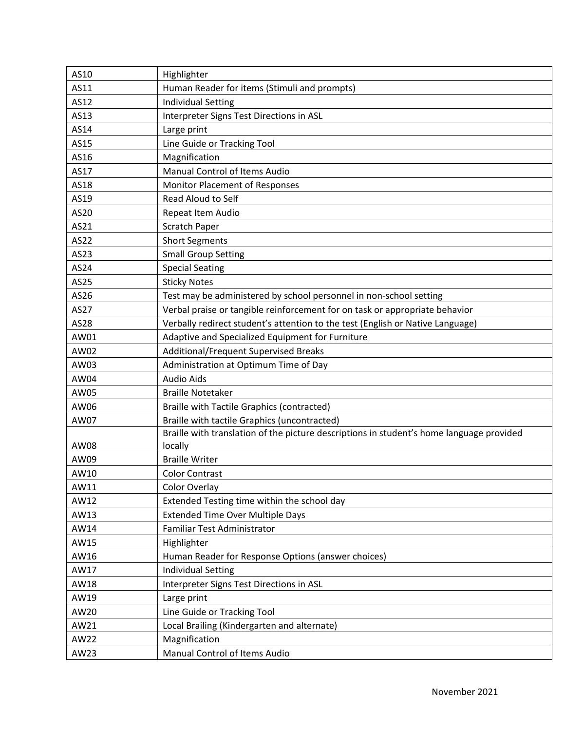| AS10 | Highlighter |
|---|---|
| AS11 | Human Reader for items (Stimuli and prompts) |
| AS12 | Individual Setting |
| AS13 | Interpreter Signs Test Directions in ASL |
| AS14 | Large print |
| AS15 | Line Guide or Tracking Tool |
| AS16 | Magnification |
| AS17 | Manual Control of Items Audio |
| AS18 | Monitor Placement of Responses |
| AS19 | Read Aloud to Self |
| AS20 | Repeat Item Audio |
| AS21 | Scratch Paper |
| AS22 | Short Segments |
| AS23 | Small Group Setting |
| AS24 | Special Seating |
| AS25 | Sticky Notes |
| AS26 | Test may be administered by school personnel in non-school setting |
| AS27 | Verbal praise or tangible reinforcement for on task or appropriate behavior |
| AS28 | Verbally redirect student's attention to the test (English or Native Language) |
| AW01 | Adaptive and Specialized Equipment for Furniture |
| AW02 | Additional/Frequent Supervised Breaks |
| AW03 | Administration at Optimum Time of Day |
| AW04 | Audio Aids |
| AW05 | Braille Notetaker |
| AW06 | Braille with Tactile Graphics (contracted) |
| AW07 | Braille with tactile Graphics (uncontracted) |
| AW08 | Braille with translation of the picture descriptions in student's home language provided locally |
| AW09 | Braille Writer |
| AW10 | Color Contrast |
| AW11 | Color Overlay |
| AW12 | Extended Testing time within the school day |
| AW13 | Extended Time Over Multiple Days |
| AW14 | Familiar Test Administrator |
| AW15 | Highlighter |
| AW16 | Human Reader for Response Options (answer choices) |
| AW17 | Individual Setting |
| AW18 | Interpreter Signs Test Directions in ASL |
| AW19 | Large print |
| AW20 | Line Guide or Tracking Tool |
| AW21 | Local Brailing (Kindergarten and alternate) |
| AW22 | Magnification |
| AW23 | Manual Control of Items Audio |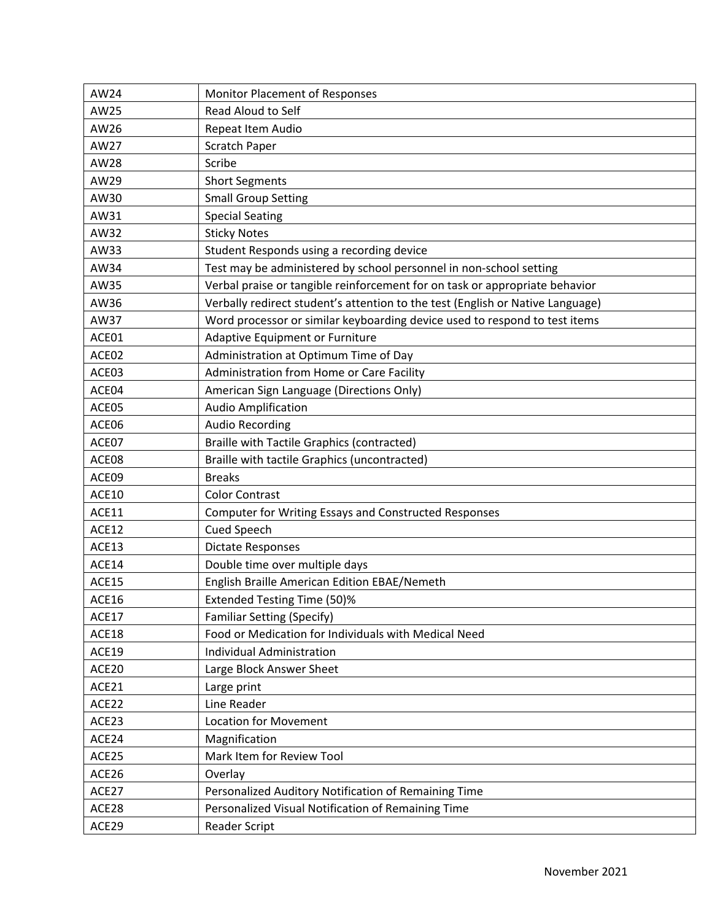| AW24 | Monitor Placement of Responses |
|---|---|
| AW25 | Read Aloud to Self |
| AW26 | Repeat Item Audio |
| AW27 | Scratch Paper |
| AW28 | Scribe |
| AW29 | Short Segments |
| AW30 | Small Group Setting |
| AW31 | Special Seating |
| AW32 | Sticky Notes |
| AW33 | Student Responds using a recording device |
| AW34 | Test may be administered by school personnel in non-school setting |
| AW35 | Verbal praise or tangible reinforcement for on task or appropriate behavior |
| AW36 | Verbally redirect student's attention to the test (English or Native Language) |
| AW37 | Word processor or similar keyboarding device used to respond to test items |
| ACE01 | Adaptive Equipment or Furniture |
| ACE02 | Administration at Optimum Time of Day |
| ACE03 | Administration from Home or Care Facility |
| ACE04 | American Sign Language (Directions Only) |
| ACE05 | Audio Amplification |
| ACE06 | Audio Recording |
| ACE07 | Braille with Tactile Graphics (contracted) |
| ACE08 | Braille with tactile Graphics (uncontracted) |
| ACE09 | Breaks |
| ACE10 | Color Contrast |
| ACE11 | Computer for Writing Essays and Constructed Responses |
| ACE12 | Cued Speech |
| ACE13 | Dictate Responses |
| ACE14 | Double time over multiple days |
| ACE15 | English Braille American Edition EBAE/Nemeth |
| ACE16 | Extended Testing Time (50)% |
| ACE17 | Familiar Setting (Specify) |
| ACE18 | Food or Medication for Individuals with Medical Need |
| ACE19 | Individual Administration |
| ACE20 | Large Block Answer Sheet |
| ACE21 | Large print |
| ACE22 | Line Reader |
| ACE23 | Location for Movement |
| ACE24 | Magnification |
| ACE25 | Mark Item for Review Tool |
| ACE26 | Overlay |
| ACE27 | Personalized Auditory Notification of Remaining Time |
| ACE28 | Personalized Visual Notification of Remaining Time |
| ACE29 | Reader Script |

November 2021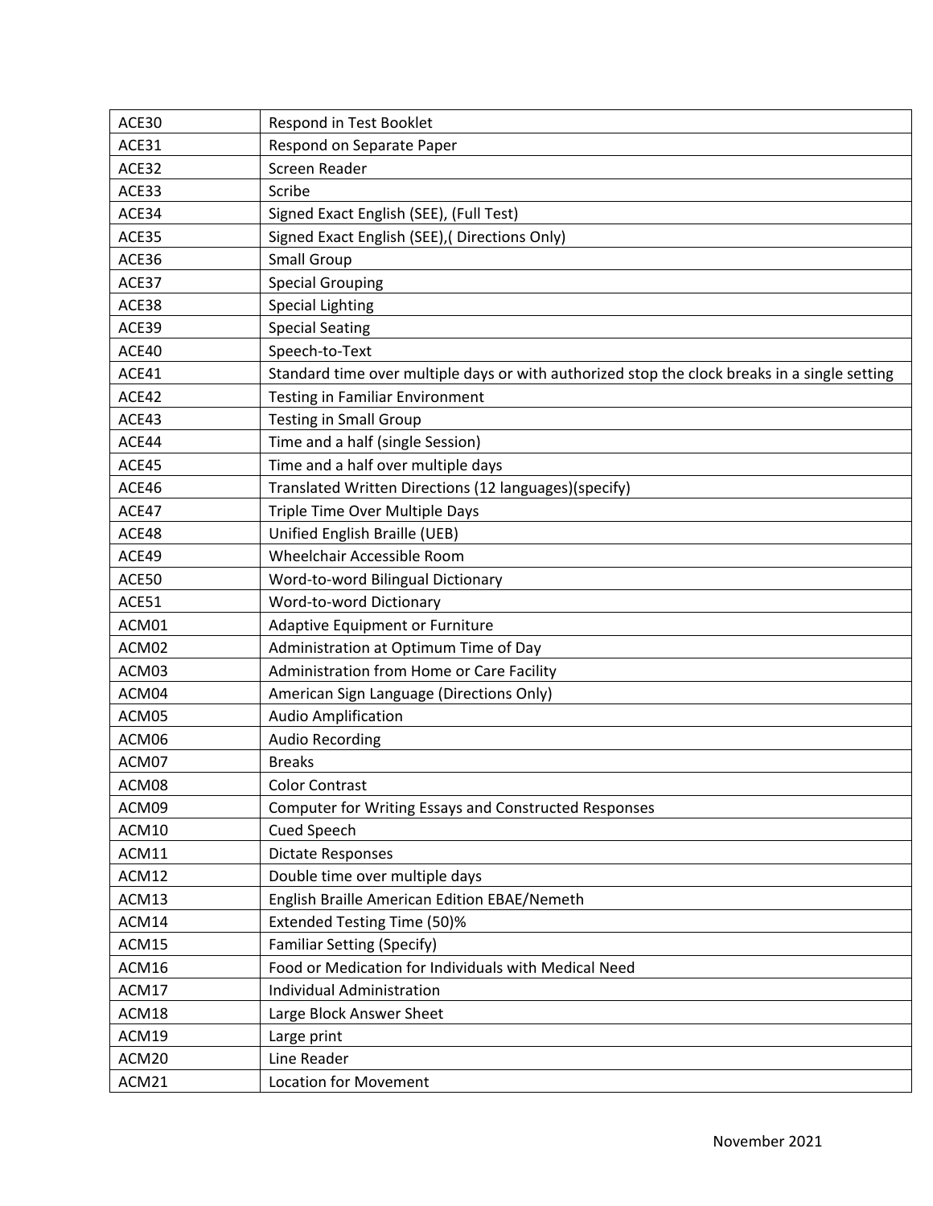| ACE30 | Respond in Test Booklet |
|---|---|
| ACE31 | Respond on Separate Paper |
| ACE32 | Screen Reader |
| ACE33 | Scribe |
| ACE34 | Signed Exact English (SEE), (Full Test) |
| ACE35 | Signed Exact English (SEE),( Directions Only) |
| ACE36 | Small Group |
| ACE37 | Special Grouping |
| ACE38 | Special Lighting |
| ACE39 | Special Seating |
| ACE40 | Speech-to-Text |
| ACE41 | Standard time over multiple days or with authorized stop the clock breaks in a single setting |
| ACE42 | Testing in Familiar Environment |
| ACE43 | Testing in Small Group |
| ACE44 | Time and a half (single Session) |
| ACE45 | Time and a half over multiple days |
| ACE46 | Translated Written Directions (12 languages)(specify) |
| ACE47 | Triple Time Over Multiple Days |
| ACE48 | Unified English Braille (UEB) |
| ACE49 | Wheelchair Accessible Room |
| ACE50 | Word-to-word Bilingual Dictionary |
| ACE51 | Word-to-word Dictionary |
| ACM01 | Adaptive Equipment or Furniture |
| ACM02 | Administration at Optimum Time of Day |
| ACM03 | Administration from Home or Care Facility |
| ACM04 | American Sign Language (Directions Only) |
| ACM05 | Audio Amplification |
| ACM06 | Audio Recording |
| ACM07 | Breaks |
| ACM08 | Color Contrast |
| ACM09 | Computer for Writing Essays and Constructed Responses |
| ACM10 | Cued Speech |
| ACM11 | Dictate Responses |
| ACM12 | Double time over multiple days |
| ACM13 | English Braille American Edition EBAE/Nemeth |
| ACM14 | Extended Testing Time (50)% |
| ACM15 | Familiar Setting (Specify) |
| ACM16 | Food or Medication for Individuals with Medical Need |
| ACM17 | Individual Administration |
| ACM18 | Large Block Answer Sheet |
| ACM19 | Large print |
| ACM20 | Line Reader |
| ACM21 | Location for Movement |

November 2021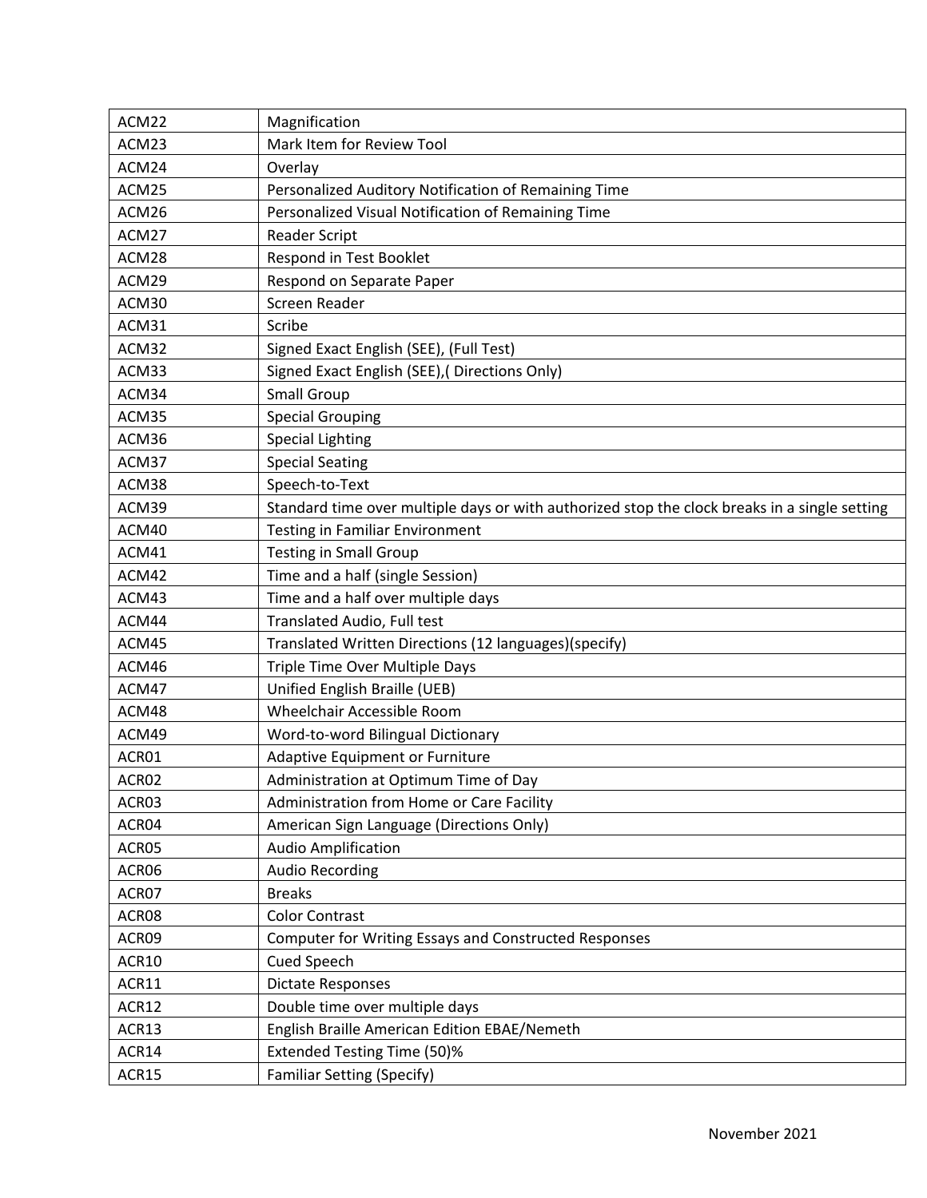| | |
|---|---|
| ACM22 | Magnification |
| ACM23 | Mark Item for Review Tool |
| ACM24 | Overlay |
| ACM25 | Personalized Auditory Notification of Remaining Time |
| ACM26 | Personalized Visual Notification of Remaining Time |
| ACM27 | Reader Script |
| ACM28 | Respond in Test Booklet |
| ACM29 | Respond on Separate Paper |
| ACM30 | Screen Reader |
| ACM31 | Scribe |
| ACM32 | Signed Exact English (SEE), (Full Test) |
| ACM33 | Signed Exact English (SEE),( Directions Only) |
| ACM34 | Small Group |
| ACM35 | Special Grouping |
| ACM36 | Special Lighting |
| ACM37 | Special Seating |
| ACM38 | Speech-to-Text |
| ACM39 | Standard time over multiple days or with authorized stop the clock breaks in a single setting |
| ACM40 | Testing in Familiar Environment |
| ACM41 | Testing in Small Group |
| ACM42 | Time and a half (single Session) |
| ACM43 | Time and a half over multiple days |
| ACM44 | Translated Audio, Full test |
| ACM45 | Translated Written Directions (12 languages)(specify) |
| ACM46 | Triple Time Over Multiple Days |
| ACM47 | Unified English Braille (UEB) |
| ACM48 | Wheelchair Accessible Room |
| ACM49 | Word-to-word Bilingual Dictionary |
| ACR01 | Adaptive Equipment or Furniture |
| ACR02 | Administration at Optimum Time of Day |
| ACR03 | Administration from Home or Care Facility |
| ACR04 | American Sign Language (Directions Only) |
| ACR05 | Audio Amplification |
| ACR06 | Audio Recording |
| ACR07 | Breaks |
| ACR08 | Color Contrast |
| ACR09 | Computer for Writing Essays and Constructed Responses |
| ACR10 | Cued Speech |
| ACR11 | Dictate Responses |
| ACR12 | Double time over multiple days |
| ACR13 | English Braille American Edition EBAE/Nemeth |
| ACR14 | Extended Testing Time (50)% |
| ACR15 | Familiar Setting (Specify) |

November 2021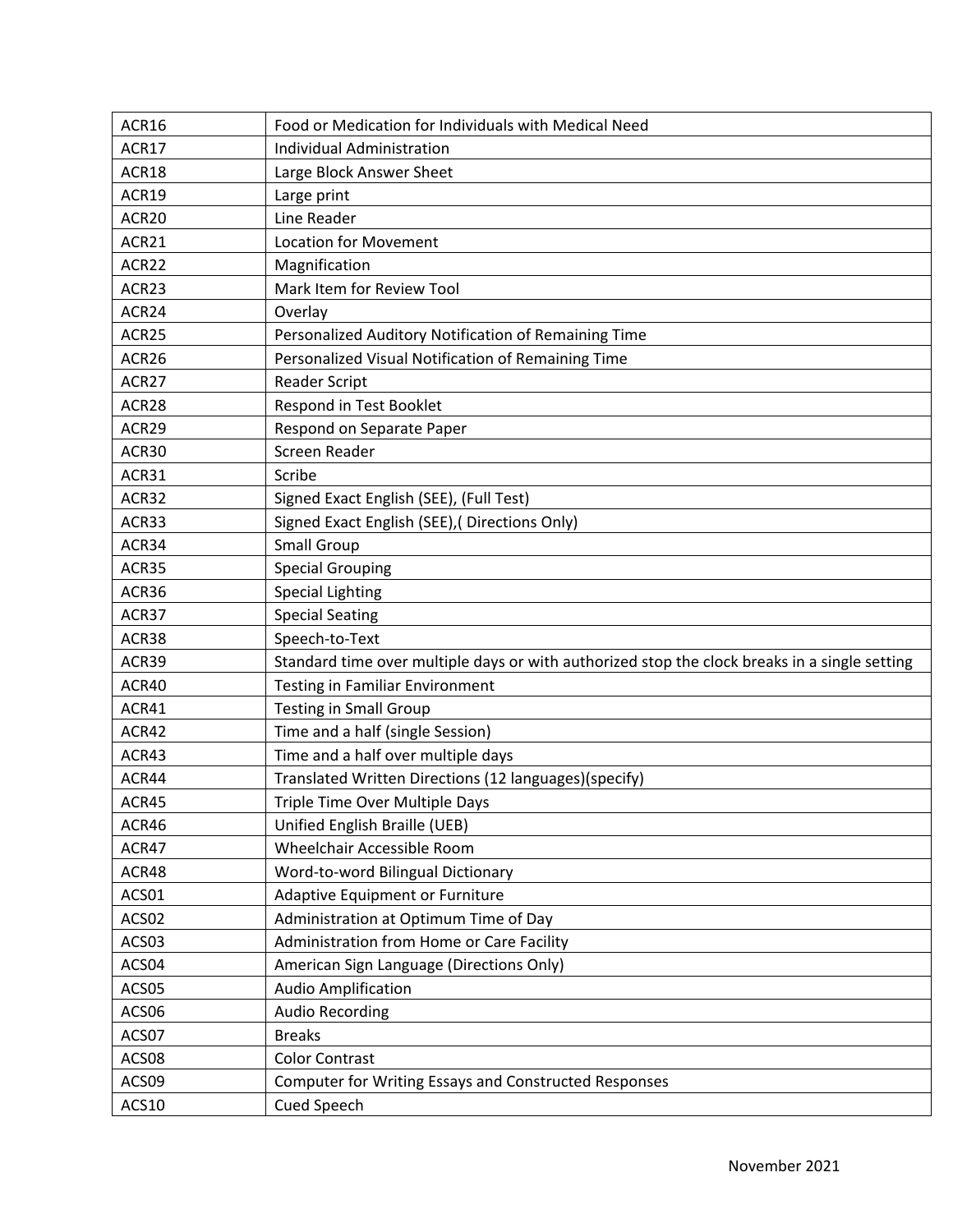| | |
|---|---|
| ACR16 | Food or Medication for Individuals with Medical Need |
| ACR17 | Individual Administration |
| ACR18 | Large Block Answer Sheet |
| ACR19 | Large print |
| ACR20 | Line Reader |
| ACR21 | Location for Movement |
| ACR22 | Magnification |
| ACR23 | Mark Item for Review Tool |
| ACR24 | Overlay |
| ACR25 | Personalized Auditory Notification of Remaining Time |
| ACR26 | Personalized Visual Notification of Remaining Time |
| ACR27 | Reader Script |
| ACR28 | Respond in Test Booklet |
| ACR29 | Respond on Separate Paper |
| ACR30 | Screen Reader |
| ACR31 | Scribe |
| ACR32 | Signed Exact English (SEE), (Full Test) |
| ACR33 | Signed Exact English (SEE),( Directions Only) |
| ACR34 | Small Group |
| ACR35 | Special Grouping |
| ACR36 | Special Lighting |
| ACR37 | Special Seating |
| ACR38 | Speech-to-Text |
| ACR39 | Standard time over multiple days or with authorized stop the clock breaks in a single setting |
| ACR40 | Testing in Familiar Environment |
| ACR41 | Testing in Small Group |
| ACR42 | Time and a half (single Session) |
| ACR43 | Time and a half over multiple days |
| ACR44 | Translated Written Directions (12 languages)(specify) |
| ACR45 | Triple Time Over Multiple Days |
| ACR46 | Unified English Braille (UEB) |
| ACR47 | Wheelchair Accessible Room |
| ACR48 | Word-to-word Bilingual Dictionary |
| ACS01 | Adaptive Equipment or Furniture |
| ACS02 | Administration at Optimum Time of Day |
| ACS03 | Administration from Home or Care Facility |
| ACS04 | American Sign Language (Directions Only) |
| ACS05 | Audio Amplification |
| ACS06 | Audio Recording |
| ACS07 | Breaks |
| ACS08 | Color Contrast |
| ACS09 | Computer for Writing Essays and Constructed Responses |
| ACS10 | Cued Speech |

November 2021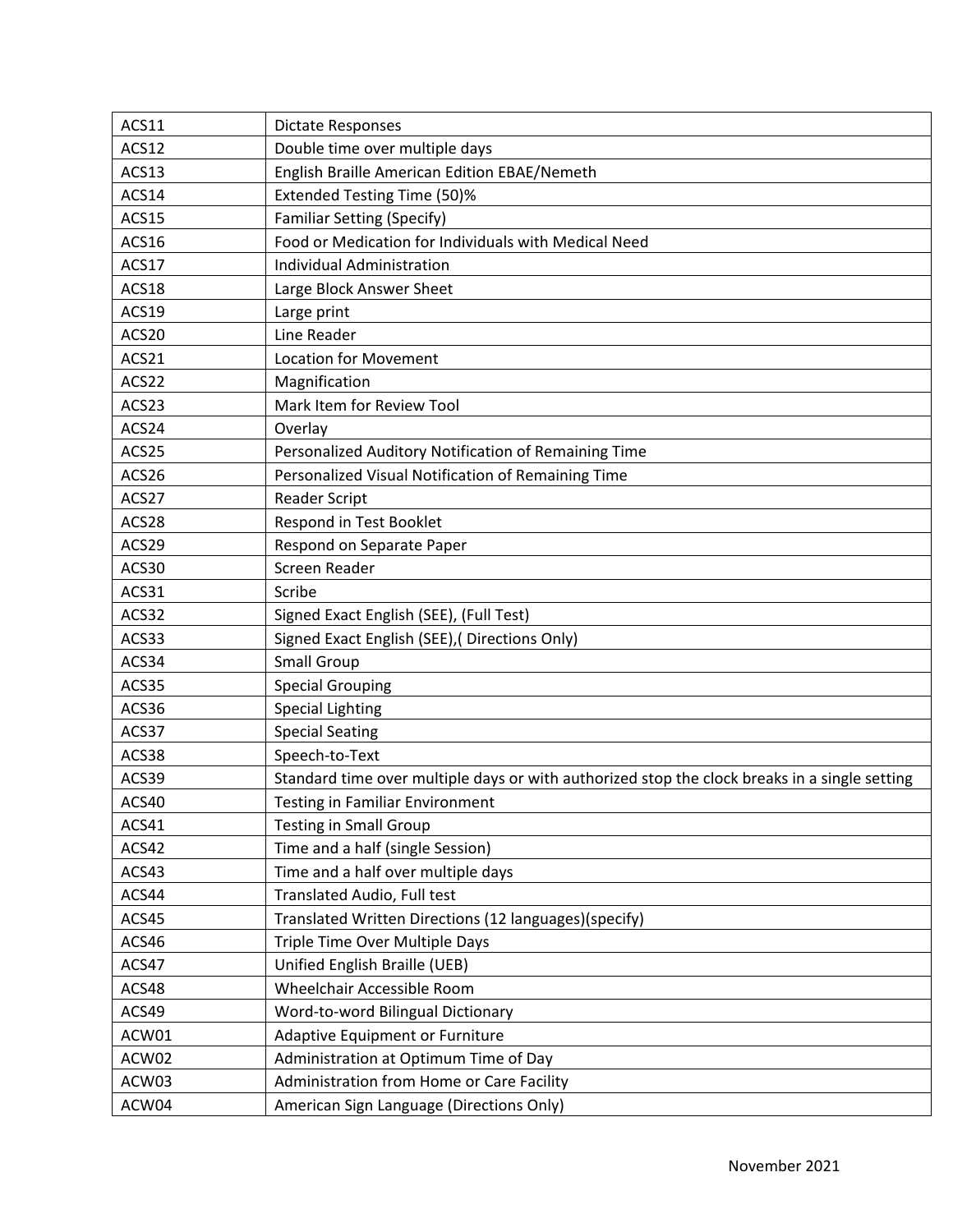| ACS11 | Dictate Responses |
|---|---|
| ACS12 | Double time over multiple days |
| ACS13 | English Braille American Edition EBAE/Nemeth |
| ACS14 | Extended Testing Time (50)% |
| ACS15 | Familiar Setting (Specify) |
| ACS16 | Food or Medication for Individuals with Medical Need |
| ACS17 | Individual Administration |
| ACS18 | Large Block Answer Sheet |
| ACS19 | Large print |
| ACS20 | Line Reader |
| ACS21 | Location for Movement |
| ACS22 | Magnification |
| ACS23 | Mark Item for Review Tool |
| ACS24 | Overlay |
| ACS25 | Personalized Auditory Notification of Remaining Time |
| ACS26 | Personalized Visual Notification of Remaining Time |
| ACS27 | Reader Script |
| ACS28 | Respond in Test Booklet |
| ACS29 | Respond on Separate Paper |
| ACS30 | Screen Reader |
| ACS31 | Scribe |
| ACS32 | Signed Exact English (SEE), (Full Test) |
| ACS33 | Signed Exact English (SEE),( Directions Only) |
| ACS34 | Small Group |
| ACS35 | Special Grouping |
| ACS36 | Special Lighting |
| ACS37 | Special Seating |
| ACS38 | Speech-to-Text |
| ACS39 | Standard time over multiple days or with authorized stop the clock breaks in a single setting |
| ACS40 | Testing in Familiar Environment |
| ACS41 | Testing in Small Group |
| ACS42 | Time and a half (single Session) |
| ACS43 | Time and a half over multiple days |
| ACS44 | Translated Audio, Full test |
| ACS45 | Translated Written Directions (12 languages)(specify) |
| ACS46 | Triple Time Over Multiple Days |
| ACS47 | Unified English Braille (UEB) |
| ACS48 | Wheelchair Accessible Room |
| ACS49 | Word-to-word Bilingual Dictionary |
| ACW01 | Adaptive Equipment or Furniture |
| ACW02 | Administration at Optimum Time of Day |
| ACW03 | Administration from Home or Care Facility |
| ACW04 | American Sign Language (Directions Only) |

November 2021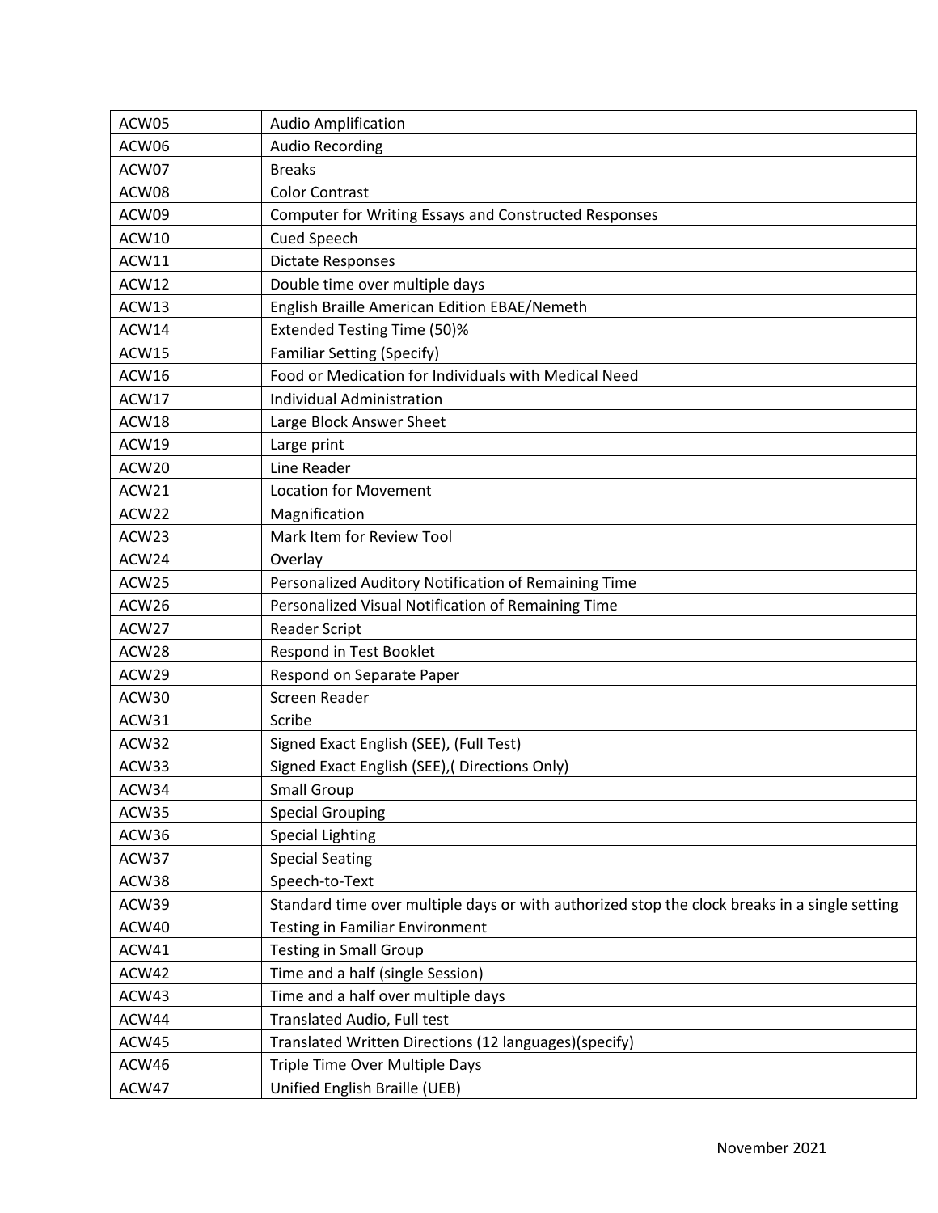| ACW05 | Audio Amplification |
|---|---|
| ACW06 | Audio Recording |
| ACW07 | Breaks |
| ACW08 | Color Contrast |
| ACW09 | Computer for Writing Essays and Constructed Responses |
| ACW10 | Cued Speech |
| ACW11 | Dictate Responses |
| ACW12 | Double time over multiple days |
| ACW13 | English Braille American Edition EBAE/Nemeth |
| ACW14 | Extended Testing Time (50)% |
| ACW15 | Familiar Setting (Specify) |
| ACW16 | Food or Medication for Individuals with Medical Need |
| ACW17 | Individual Administration |
| ACW18 | Large Block Answer Sheet |
| ACW19 | Large print |
| ACW20 | Line Reader |
| ACW21 | Location for Movement |
| ACW22 | Magnification |
| ACW23 | Mark Item for Review Tool |
| ACW24 | Overlay |
| ACW25 | Personalized Auditory Notification of Remaining Time |
| ACW26 | Personalized Visual Notification of Remaining Time |
| ACW27 | Reader Script |
| ACW28 | Respond in Test Booklet |
| ACW29 | Respond on Separate Paper |
| ACW30 | Screen Reader |
| ACW31 | Scribe |
| ACW32 | Signed Exact English (SEE), (Full Test) |
| ACW33 | Signed Exact English (SEE),( Directions Only) |
| ACW34 | Small Group |
| ACW35 | Special Grouping |
| ACW36 | Special Lighting |
| ACW37 | Special Seating |
| ACW38 | Speech-to-Text |
| ACW39 | Standard time over multiple days or with authorized stop the clock breaks in a single setting |
| ACW40 | Testing in Familiar Environment |
| ACW41 | Testing in Small Group |
| ACW42 | Time and a half (single Session) |
| ACW43 | Time and a half over multiple days |
| ACW44 | Translated Audio, Full test |
| ACW45 | Translated Written Directions (12 languages)(specify) |
| ACW46 | Triple Time Over Multiple Days |
| ACW47 | Unified English Braille (UEB) |

November 2021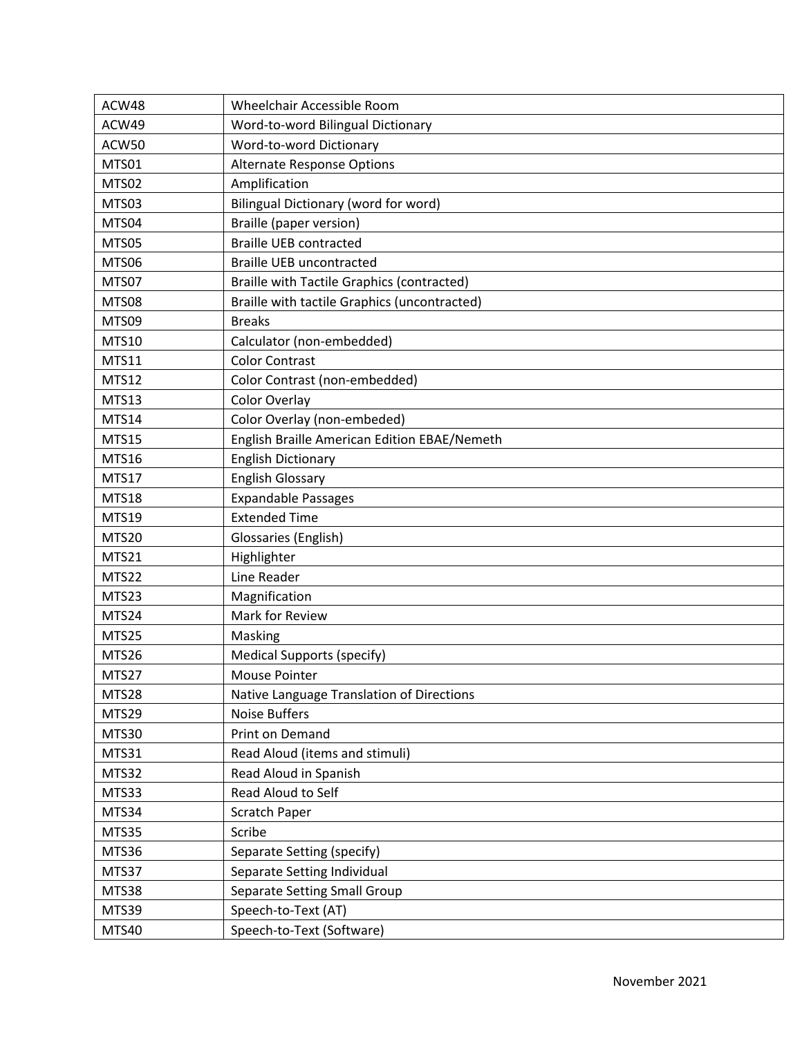| | |
|---|---|
| ACW48 | Wheelchair Accessible Room |
| ACW49 | Word-to-word Bilingual Dictionary |
| ACW50 | Word-to-word Dictionary |
| MTS01 | Alternate Response Options |
| MTS02 | Amplification |
| MTS03 | Bilingual Dictionary (word for word) |
| MTS04 | Braille (paper version) |
| MTS05 | Braille UEB contracted |
| MTS06 | Braille UEB uncontracted |
| MTS07 | Braille with Tactile Graphics (contracted) |
| MTS08 | Braille with tactile Graphics (uncontracted) |
| MTS09 | Breaks |
| MTS10 | Calculator (non-embedded) |
| MTS11 | Color Contrast |
| MTS12 | Color Contrast (non-embedded) |
| MTS13 | Color Overlay |
| MTS14 | Color Overlay (non-embeded) |
| MTS15 | English Braille American Edition EBAE/Nemeth |
| MTS16 | English Dictionary |
| MTS17 | English Glossary |
| MTS18 | Expandable Passages |
| MTS19 | Extended Time |
| MTS20 | Glossaries (English) |
| MTS21 | Highlighter |
| MTS22 | Line Reader |
| MTS23 | Magnification |
| MTS24 | Mark for Review |
| MTS25 | Masking |
| MTS26 | Medical Supports (specify) |
| MTS27 | Mouse Pointer |
| MTS28 | Native Language Translation of Directions |
| MTS29 | Noise Buffers |
| MTS30 | Print on Demand |
| MTS31 | Read Aloud (items and stimuli) |
| MTS32 | Read Aloud in Spanish |
| MTS33 | Read Aloud to Self |
| MTS34 | Scratch Paper |
| MTS35 | Scribe |
| MTS36 | Separate Setting (specify) |
| MTS37 | Separate Setting Individual |
| MTS38 | Separate Setting Small Group |
| MTS39 | Speech-to-Text (AT) |
| MTS40 | Speech-to-Text (Software) |

November 2021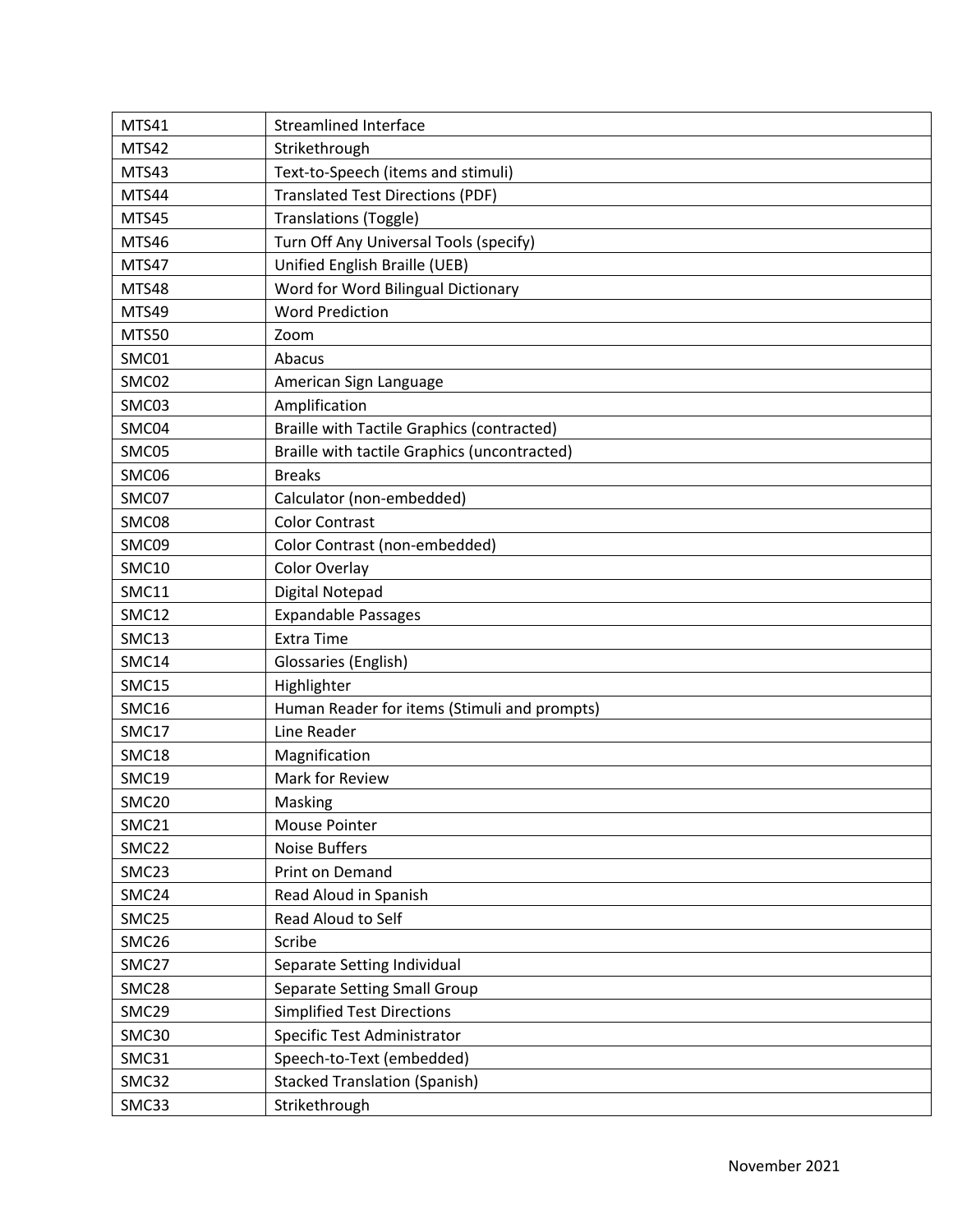| MTS41 | Streamlined Interface |
|---|---|
| MTS42 | Strikethrough |
| MTS43 | Text-to-Speech (items and stimuli) |
| MTS44 | Translated Test Directions (PDF) |
| MTS45 | Translations (Toggle) |
| MTS46 | Turn Off Any Universal Tools (specify) |
| MTS47 | Unified English Braille (UEB) |
| MTS48 | Word for Word Bilingual Dictionary |
| MTS49 | Word Prediction |
| MTS50 | Zoom |
| SMC01 | Abacus |
| SMC02 | American Sign Language |
| SMC03 | Amplification |
| SMC04 | Braille with Tactile Graphics (contracted) |
| SMC05 | Braille with tactile Graphics (uncontracted) |
| SMC06 | Breaks |
| SMC07 | Calculator (non-embedded) |
| SMC08 | Color Contrast |
| SMC09 | Color Contrast (non-embedded) |
| SMC10 | Color Overlay |
| SMC11 | Digital Notepad |
| SMC12 | Expandable Passages |
| SMC13 | Extra Time |
| SMC14 | Glossaries (English) |
| SMC15 | Highlighter |
| SMC16 | Human Reader for items (Stimuli and prompts) |
| SMC17 | Line Reader |
| SMC18 | Magnification |
| SMC19 | Mark for Review |
| SMC20 | Masking |
| SMC21 | Mouse Pointer |
| SMC22 | Noise Buffers |
| SMC23 | Print on Demand |
| SMC24 | Read Aloud in Spanish |
| SMC25 | Read Aloud to Self |
| SMC26 | Scribe |
| SMC27 | Separate Setting Individual |
| SMC28 | Separate Setting Small Group |
| SMC29 | Simplified Test Directions |
| SMC30 | Specific Test Administrator |
| SMC31 | Speech-to-Text (embedded) |
| SMC32 | Stacked Translation (Spanish) |
| SMC33 | Strikethrough |

November 2021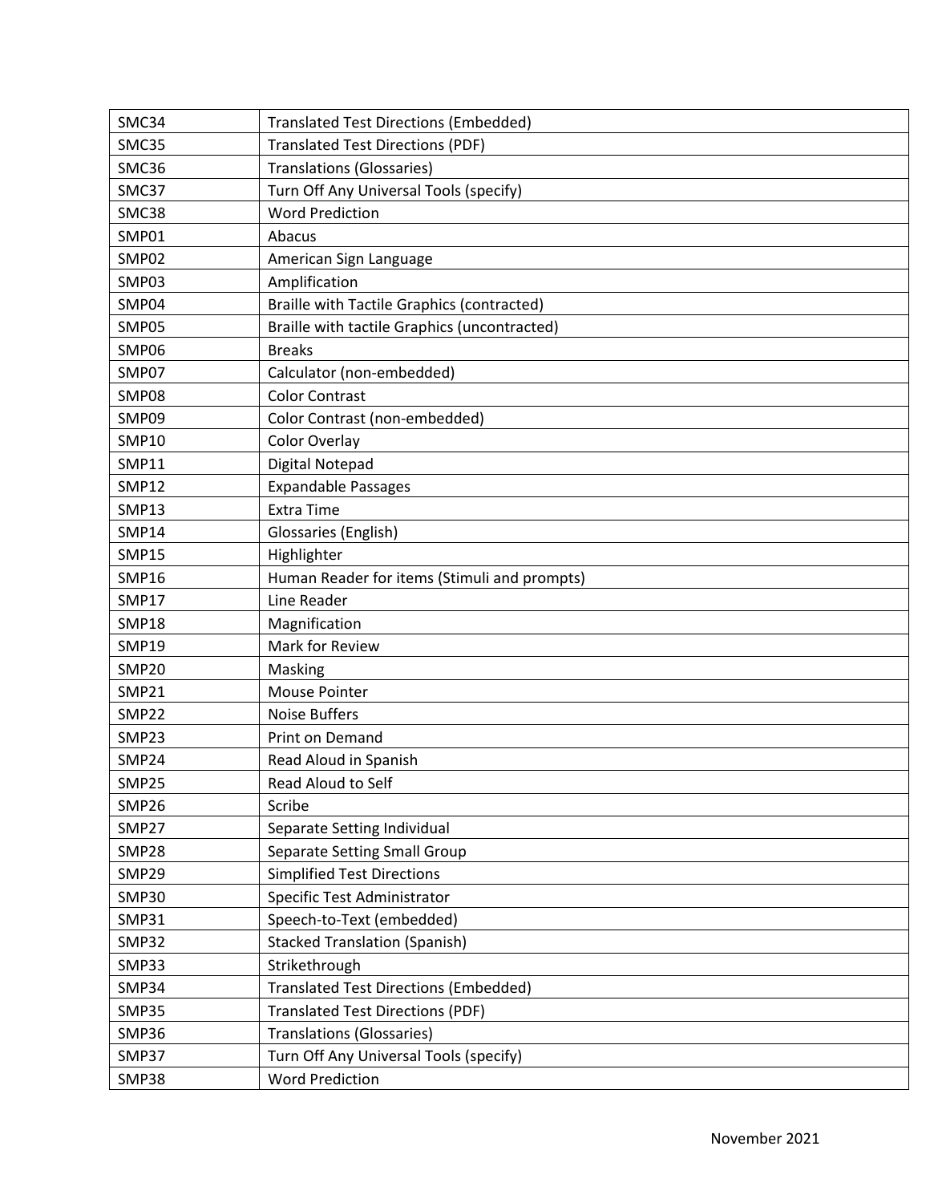| SMC34 | Translated Test Directions (Embedded) |
|---|---|
| SMC35 | Translated Test Directions (PDF) |
| SMC36 | Translations (Glossaries) |
| SMC37 | Turn Off Any Universal Tools (specify) |
| SMC38 | Word Prediction |
| SMP01 | Abacus |
| SMP02 | American Sign Language |
| SMP03 | Amplification |
| SMP04 | Braille with Tactile Graphics (contracted) |
| SMP05 | Braille with tactile Graphics (uncontracted) |
| SMP06 | Breaks |
| SMP07 | Calculator (non-embedded) |
| SMP08 | Color Contrast |
| SMP09 | Color Contrast (non-embedded) |
| SMP10 | Color Overlay |
| SMP11 | Digital Notepad |
| SMP12 | Expandable Passages |
| SMP13 | Extra Time |
| SMP14 | Glossaries (English) |
| SMP15 | Highlighter |
| SMP16 | Human Reader for items (Stimuli and prompts) |
| SMP17 | Line Reader |
| SMP18 | Magnification |
| SMP19 | Mark for Review |
| SMP20 | Masking |
| SMP21 | Mouse Pointer |
| SMP22 | Noise Buffers |
| SMP23 | Print on Demand |
| SMP24 | Read Aloud in Spanish |
| SMP25 | Read Aloud to Self |
| SMP26 | Scribe |
| SMP27 | Separate Setting Individual |
| SMP28 | Separate Setting Small Group |
| SMP29 | Simplified Test Directions |
| SMP30 | Specific Test Administrator |
| SMP31 | Speech-to-Text (embedded) |
| SMP32 | Stacked Translation (Spanish) |
| SMP33 | Strikethrough |
| SMP34 | Translated Test Directions (Embedded) |
| SMP35 | Translated Test Directions (PDF) |
| SMP36 | Translations (Glossaries) |
| SMP37 | Turn Off Any Universal Tools (specify) |
| SMP38 | Word Prediction |

November 2021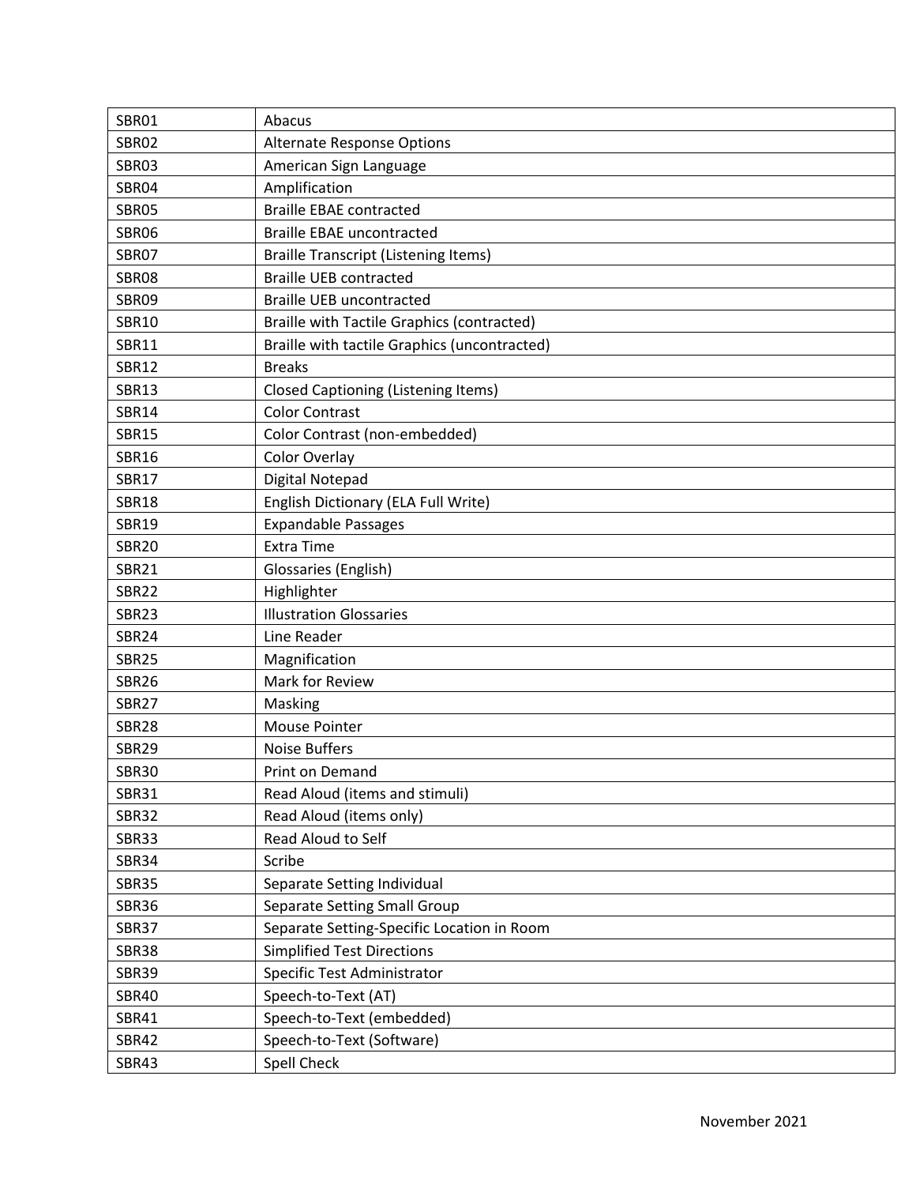| SBR01 | Abacus |
|---|---|
| SBR02 | Alternate Response Options |
| SBR03 | American Sign Language |
| SBR04 | Amplification |
| SBR05 | Braille EBAE contracted |
| SBR06 | Braille EBAE uncontracted |
| SBR07 | Braille Transcript (Listening Items) |
| SBR08 | Braille UEB contracted |
| SBR09 | Braille UEB uncontracted |
| SBR10 | Braille with Tactile Graphics (contracted) |
| SBR11 | Braille with tactile Graphics (uncontracted) |
| SBR12 | Breaks |
| SBR13 | Closed Captioning (Listening Items) |
| SBR14 | Color Contrast |
| SBR15 | Color Contrast (non-embedded) |
| SBR16 | Color Overlay |
| SBR17 | Digital Notepad |
| SBR18 | English Dictionary (ELA Full Write) |
| SBR19 | Expandable Passages |
| SBR20 | Extra Time |
| SBR21 | Glossaries (English) |
| SBR22 | Highlighter |
| SBR23 | Illustration Glossaries |
| SBR24 | Line Reader |
| SBR25 | Magnification |
| SBR26 | Mark for Review |
| SBR27 | Masking |
| SBR28 | Mouse Pointer |
| SBR29 | Noise Buffers |
| SBR30 | Print on Demand |
| SBR31 | Read Aloud (items and stimuli) |
| SBR32 | Read Aloud (items only) |
| SBR33 | Read Aloud to Self |
| SBR34 | Scribe |
| SBR35 | Separate Setting Individual |
| SBR36 | Separate Setting Small Group |
| SBR37 | Separate Setting-Specific Location in Room |
| SBR38 | Simplified Test Directions |
| SBR39 | Specific Test Administrator |
| SBR40 | Speech-to-Text (AT) |
| SBR41 | Speech-to-Text (embedded) |
| SBR42 | Speech-to-Text (Software) |
| SBR43 | Spell Check |

November 2021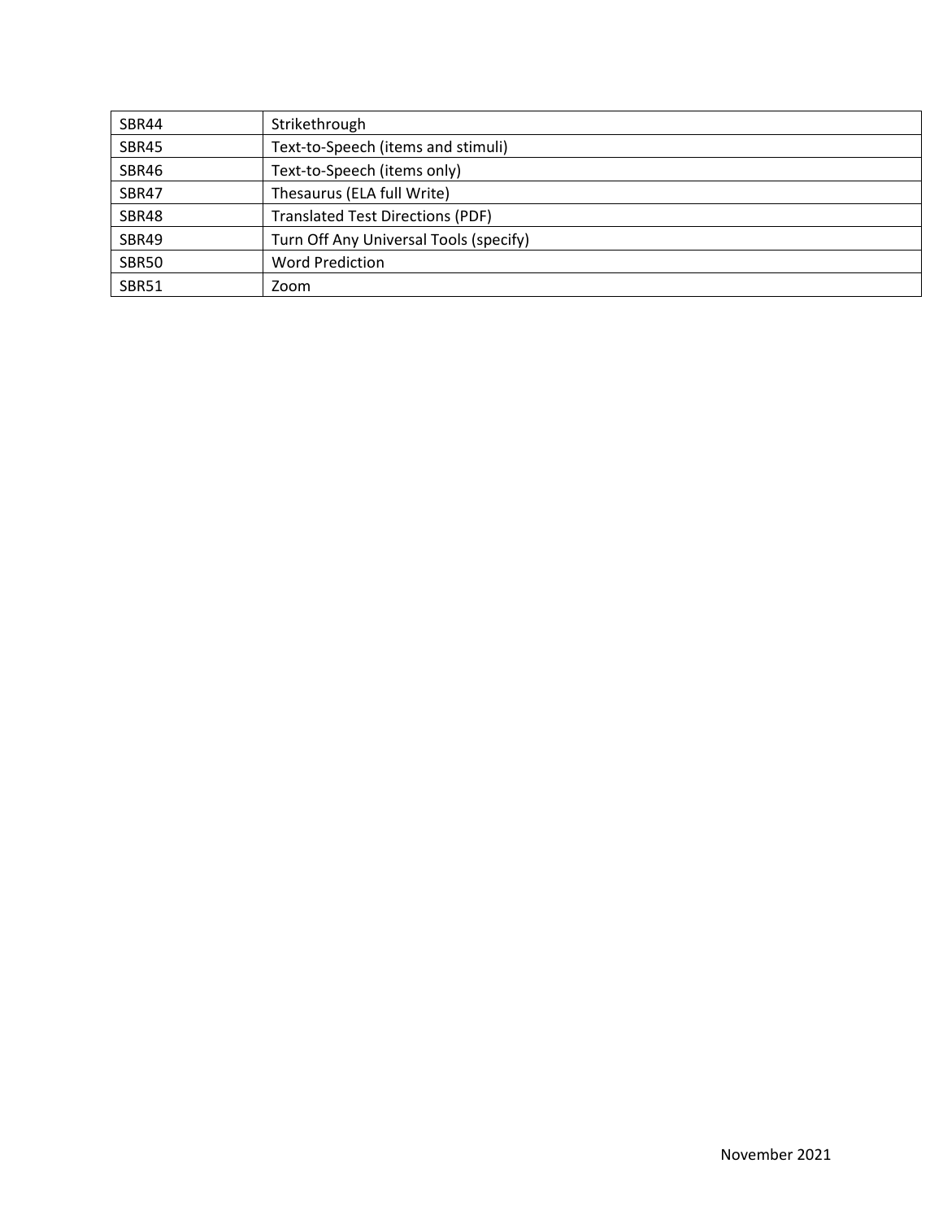| | |
|---|---|
| SBR44 | Strikethrough |
| SBR45 | Text-to-Speech (items and stimuli) |
| SBR46 | Text-to-Speech (items only) |
| SBR47 | Thesaurus (ELA full Write) |
| SBR48 | Translated Test Directions (PDF) |
| SBR49 | Turn Off Any Universal Tools (specify) |
| SBR50 | Word Prediction |
| SBR51 | Zoom |